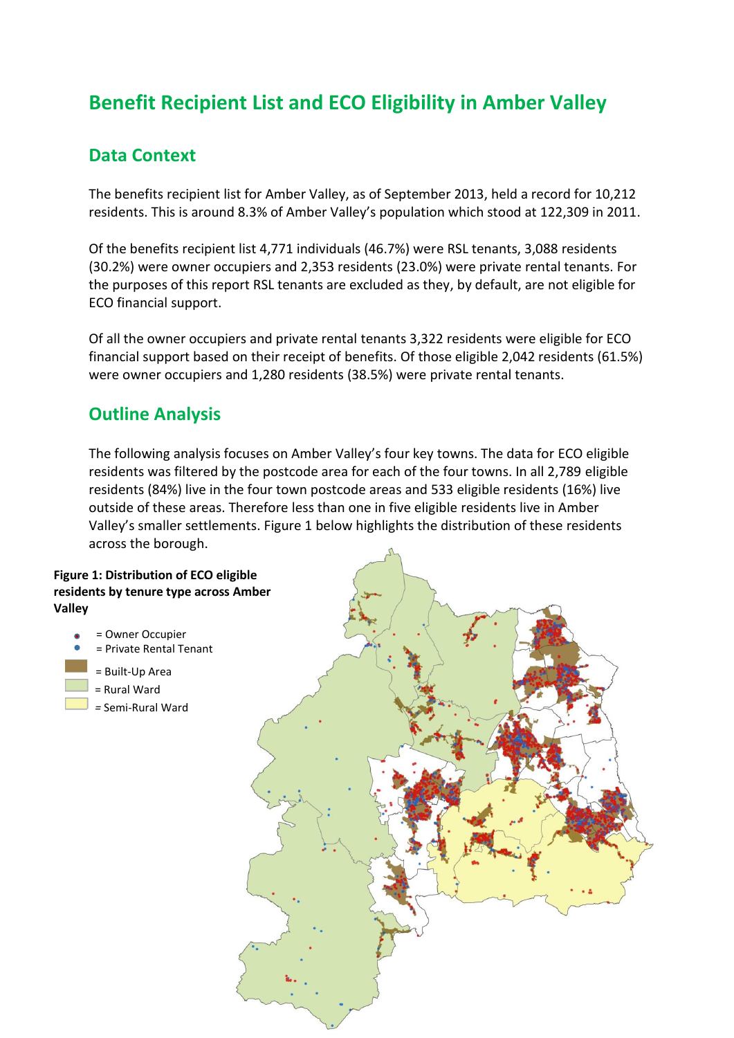# Benefit Recipient List and ECO Eligibility in Amber Valley

## Data Context

The benefits recipient list for Amber Valley, as of September 2013, held a record for 10,212 residents. This is around 8.3% of Amber Valley's population which stood at 122,309 in 2011.

Of the benefits recipient list 4,771 individuals (46.7%) were RSL tenants, 3,088 residents (30.2%) were owner occupiers and 2,353 residents (23.0%) were private rental tenants. For the purposes of this report RSL tenants are excluded as they, by default, are not eligible for ECO financial support.

Of all the owner occupiers and private rental tenants 3,322 residents were eligible for ECO financial support based on their receipt of benefits. Of those eligible 2,042 residents (61.5%) were owner occupiers and 1,280 residents (38.5%) were private rental tenants.

## Outline Analysis

The following analysis focuses on Amber Valley's four key towns. The data for ECO eligible residents was filtered by the postcode area for each of the four towns. In all 2,789 eligible residents (84%) live in the four town postcode areas and 533 eligible residents (16%) live outside of these areas. Therefore less than one in five eligible residents live in Amber Valley's smaller settlements. Figure 1 below highlights the distribution of these residents across the borough.

**Figure 1: Distribution of ECO eligible residents by tenure type across Amber Valley**

= Owner Occupier
= Private Rental Tenant
= Built-Up Area
= Rural Ward
= Semi-Rural Ward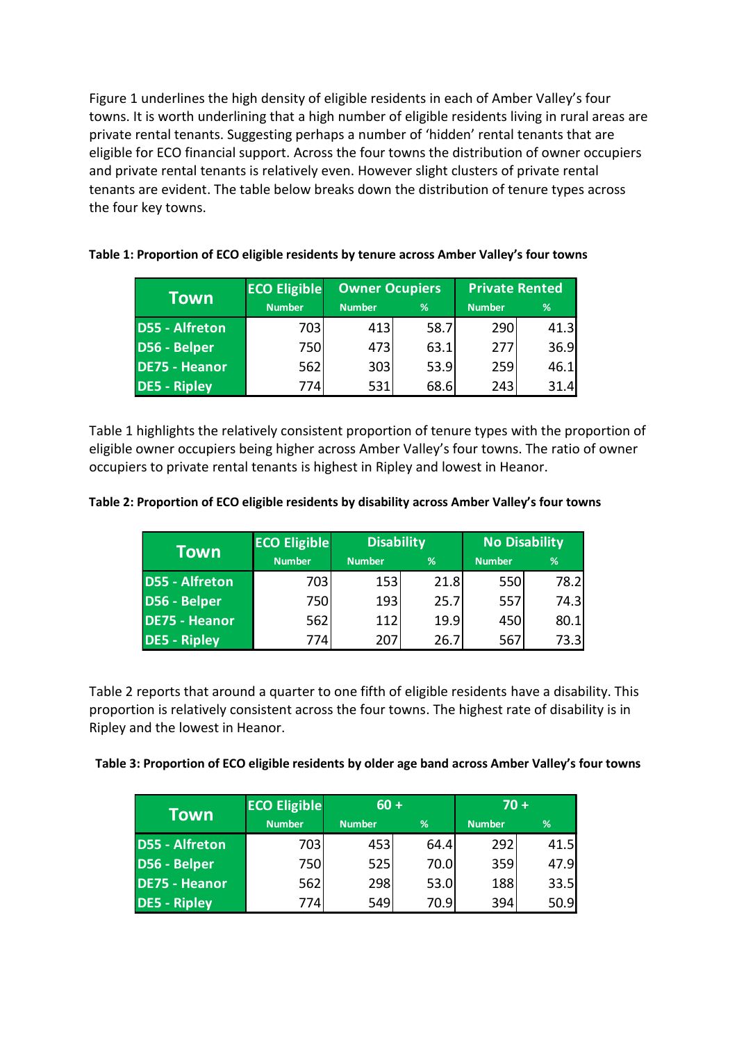Figure 1 underlines the high density of eligible residents in each of Amber Valley's four towns. It is worth underlining that a high number of eligible residents living in rural areas are private rental tenants. Suggesting perhaps a number of 'hidden' rental tenants that are eligible for ECO financial support. Across the four towns the distribution of owner occupiers and private rental tenants is relatively even. However slight clusters of private rental tenants are evident. The table below breaks down the distribution of tenure types across the four key towns.

**Table 1: Proportion of ECO eligible residents by tenure across Amber Valley's four towns**

| Town | ECO Eligible | Owner Ocupiers | | Private Rented | |
|---|---|---|---|---|---|
| | Number | Number | % | Number | % |
| D55 - Alfreton | 703 | 413 | 58.7 | 290 | 41.3 |
| D56 - Belper | 750 | 473 | 63.1 | 277 | 36.9 |
| DE75 - Heanor | 562 | 303 | 53.9 | 259 | 46.1 |
| DE5 - Ripley | 774 | 531 | 68.6 | 243 | 31.4 |

Table 1 highlights the relatively consistent proportion of tenure types with the proportion of eligible owner occupiers being higher across Amber Valley's four towns. The ratio of owner occupiers to private rental tenants is highest in Ripley and lowest in Heanor.

**Table 2: Proportion of ECO eligible residents by disability across Amber Valley's four towns**

| Town | ECO Eligible | Disability | | No Disability | |
|---|---|---|---|---|---|
| | Number | Number | % | Number | % |
| D55 - Alfreton | 703 | 153 | 21.8 | 550 | 78.2 |
| D56 - Belper | 750 | 193 | 25.7 | 557 | 74.3 |
| DE75 - Heanor | 562 | 112 | 19.9 | 450 | 80.1 |
| DE5 - Ripley | 774 | 207 | 26.7 | 567 | 73.3 |

Table 2 reports that around a quarter to one fifth of eligible residents have a disability. This proportion is relatively consistent across the four towns. The highest rate of disability is in Ripley and the lowest in Heanor.

**Table 3: Proportion of ECO eligible residents by older age band across Amber Valley's four towns**

| Town | ECO Eligible | 60 + | | 70 + | |
|---|---|---|---|---|---|
| | Number | Number | % | Number | % |
| D55 - Alfreton | 703 | 453 | 64.4 | 292 | 41.5 |
| D56 - Belper | 750 | 525 | 70.0 | 359 | 47.9 |
| DE75 - Heanor | 562 | 298 | 53.0 | 188 | 33.5 |
| DE5 - Ripley | 774 | 549 | 70.9 | 394 | 50.9 |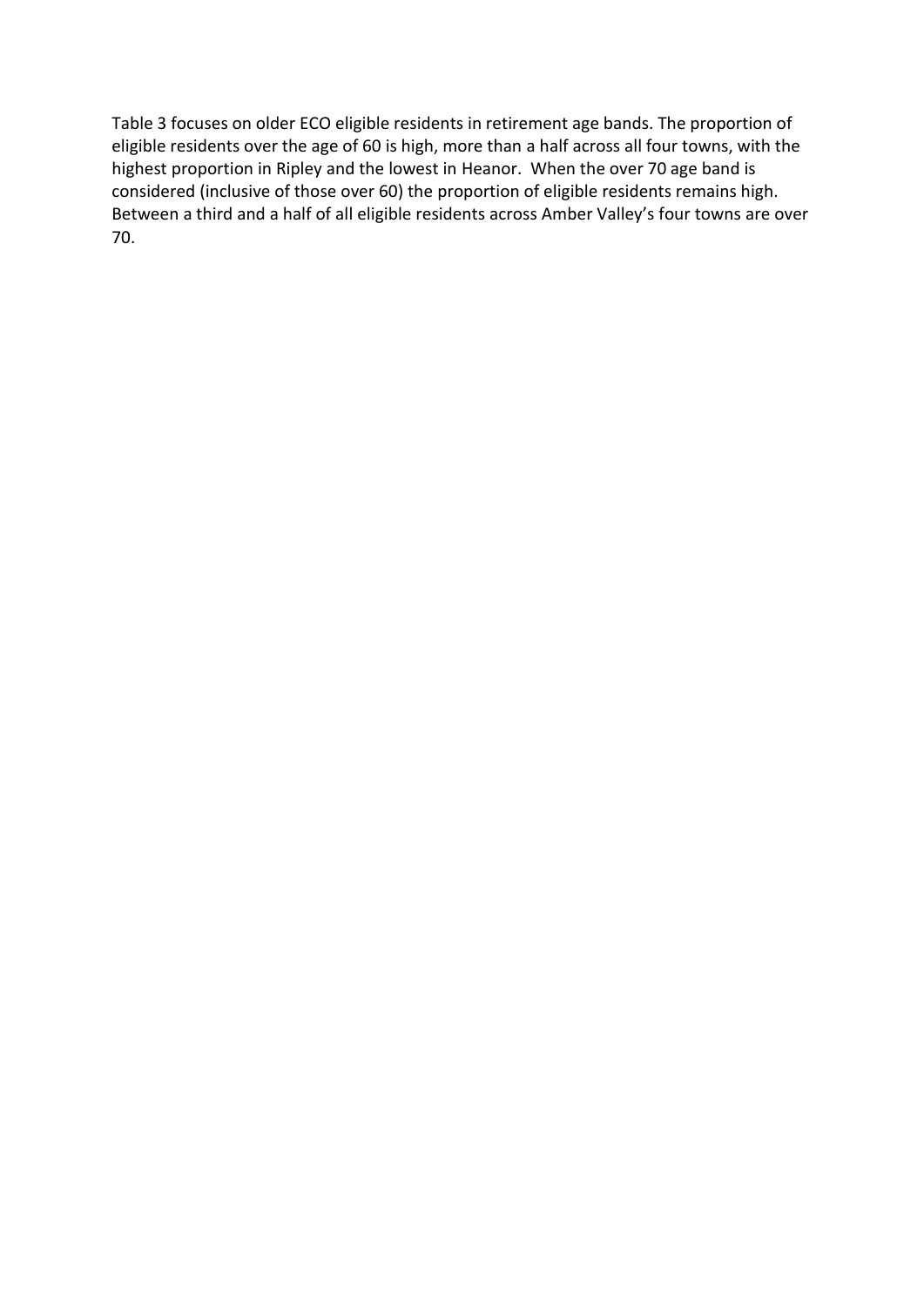Table 3 focuses on older ECO eligible residents in retirement age bands. The proportion of eligible residents over the age of 60 is high, more than a half across all four towns, with the highest proportion in Ripley and the lowest in Heanor. When the over 70 age band is considered (inclusive of those over 60) the proportion of eligible residents remains high. Between a third and a half of all eligible residents across Amber Valley's four towns are over 70.